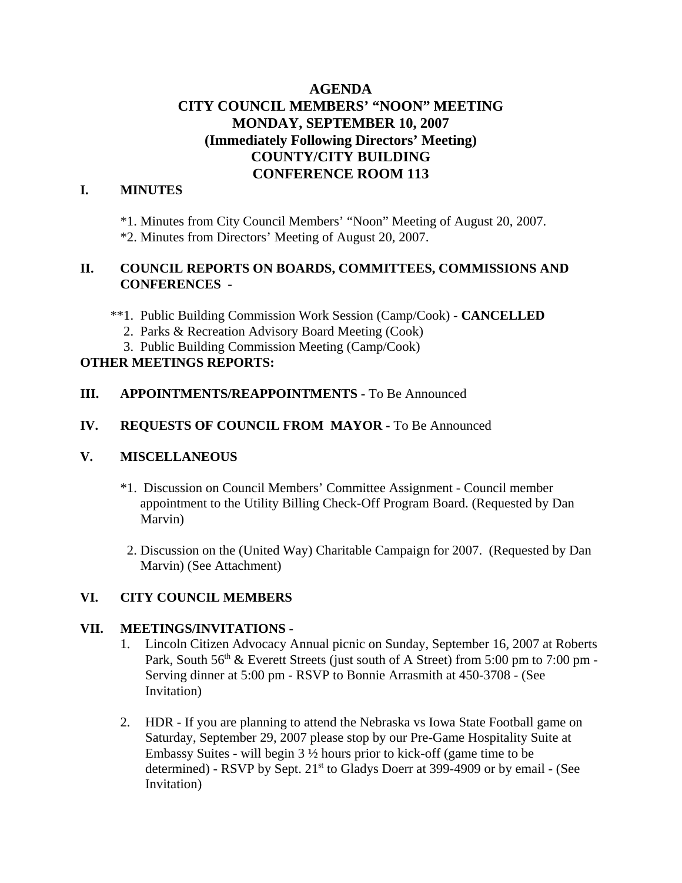# AGENDA
# CITY COUNCIL MEMBERS' "NOON" MEETING
# MONDAY, SEPTEMBER 10, 2007
# (Immediately Following Directors' Meeting)
# COUNTY/CITY BUILDING
# CONFERENCE ROOM 113

## I. MINUTES

*1. Minutes from City Council Members' "Noon" Meeting of August 20, 2007.
*2. Minutes from Directors' Meeting of August 20, 2007.

## II. COUNCIL REPORTS ON BOARDS, COMMITTEES, COMMISSIONS AND CONFERENCES -

**1. Public Building Commission Work Session (Camp/Cook) - **CANCELLED**
2. Parks & Recreation Advisory Board Meeting (Cook)
3. Public Building Commission Meeting (Camp/Cook)

**OTHER MEETINGS REPORTS:**

## III. APPOINTMENTS/REAPPOINTMENTS - To Be Announced

## IV. REQUESTS OF COUNCIL FROM MAYOR - To Be Announced

## V. MISCELLANEOUS

*1. Discussion on Council Members' Committee Assignment - Council member appointment to the Utility Billing Check-Off Program Board. (Requested by Dan Marvin)

2. Discussion on the (United Way) Charitable Campaign for 2007. (Requested by Dan Marvin) (See Attachment)

## VI. CITY COUNCIL MEMBERS

## VII. MEETINGS/INVITATIONS -

1. Lincoln Citizen Advocacy Annual picnic on Sunday, September 16, 2007 at Roberts Park, South 56th & Everett Streets (just south of A Street) from 5:00 pm to 7:00 pm - Serving dinner at 5:00 pm - RSVP to Bonnie Arrasmith at 450-3708 - (See Invitation)

2. HDR - If you are planning to attend the Nebraska vs Iowa State Football game on Saturday, September 29, 2007 please stop by our Pre-Game Hospitality Suite at Embassy Suites - will begin 3 ½ hours prior to kick-off (game time to be determined) - RSVP by Sept. 21st to Gladys Doerr at 399-4909 or by email - (See Invitation)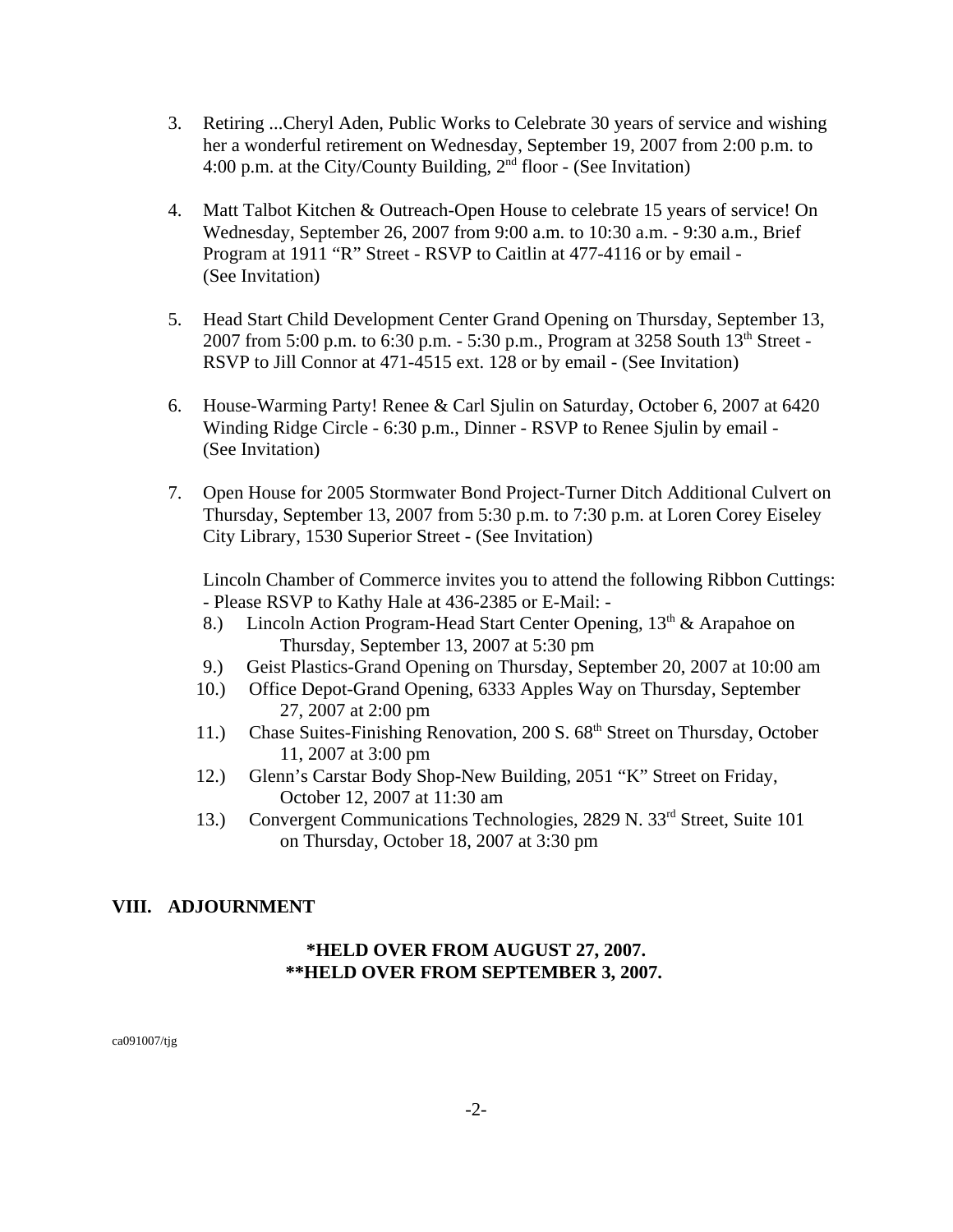3. Retiring ...Cheryl Aden, Public Works to Celebrate 30 years of service and wishing her a wonderful retirement on Wednesday, September 19, 2007 from 2:00 p.m. to 4:00 p.m. at the City/County Building, 2nd floor - (See Invitation)

4. Matt Talbot Kitchen & Outreach-Open House to celebrate 15 years of service! On Wednesday, September 26, 2007 from 9:00 a.m. to 10:30 a.m. - 9:30 a.m., Brief Program at 1911 "R" Street - RSVP to Caitlin at 477-4116 or by email - (See Invitation)

5. Head Start Child Development Center Grand Opening on Thursday, September 13, 2007 from 5:00 p.m. to 6:30 p.m. - 5:30 p.m., Program at 3258 South 13th Street - RSVP to Jill Connor at 471-4515 ext. 128 or by email - (See Invitation)

6. House-Warming Party! Renee & Carl Sjulin on Saturday, October 6, 2007 at 6420 Winding Ridge Circle - 6:30 p.m., Dinner - RSVP to Renee Sjulin by email - (See Invitation)

7. Open House for 2005 Stormwater Bond Project-Turner Ditch Additional Culvert on Thursday, September 13, 2007 from 5:30 p.m. to 7:30 p.m. at Loren Corey Eiseley City Library, 1530 Superior Street - (See Invitation)

   Lincoln Chamber of Commerce invites you to attend the following Ribbon Cuttings: - Please RSVP to Kathy Hale at 436-2385 or E-Mail: -

8.) Lincoln Action Program-Head Start Center Opening, 13th & Arapahoe on Thursday, September 13, 2007 at 5:30 pm

9.) Geist Plastics-Grand Opening on Thursday, September 20, 2007 at 10:00 am

10.) Office Depot-Grand Opening, 6333 Apples Way on Thursday, September 27, 2007 at 2:00 pm

11.) Chase Suites-Finishing Renovation, 200 S. 68th Street on Thursday, October 11, 2007 at 3:00 pm

12.) Glenn's Carstar Body Shop-New Building, 2051 "K" Street on Friday, October 12, 2007 at 11:30 am

13.) Convergent Communications Technologies, 2829 N. 33rd Street, Suite 101 on Thursday, October 18, 2007 at 3:30 pm

## VIII. ADJOURNMENT

**\*HELD OVER FROM AUGUST 27, 2007.**
**\*\*HELD OVER FROM SEPTEMBER 3, 2007.**

ca091007/tjg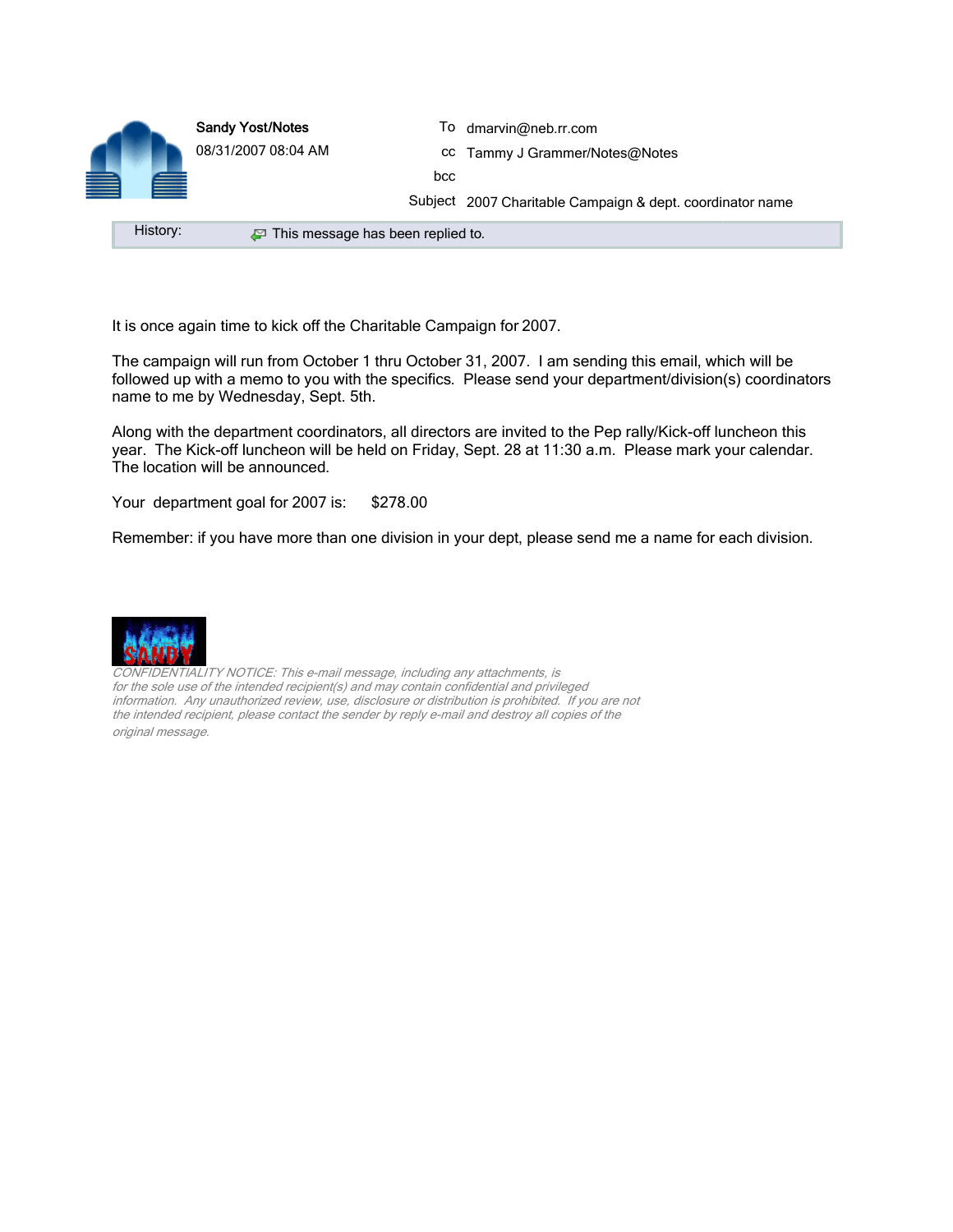**Sandy Yost/Notes**
08/31/2007 08:04 AM

| | |
|---|---|
| To | dmarvin@neb.rr.com |
| cc | Tammy J Grammer/Notes@Notes |
| bcc | |
| Subject | 2007 Charitable Campaign & dept. coordinator name |

History: This message has been replied to.

It is once again time to kick off the Charitable Campaign for 2007.

The campaign will run from October 1 thru October 31, 2007. I am sending this email, which will be followed up with a memo to you with the specifics. Please send your department/division(s) coordinators name to me by Wednesday, Sept. 5th.

Along with the department coordinators, all directors are invited to the Pep rally/Kick-off luncheon this year. The Kick-off luncheon will be held on Friday, Sept. 28 at 11:30 a.m. Please mark your calendar. The location will be announced.

Your department goal for 2007 is: $278.00

Remember: if you have more than one division in your dept, please send me a name for each division.

SANDY

*CONFIDENTIALITY NOTICE: This e-mail message, including any attachments, is for the sole use of the intended recipient(s) and may contain confidential and privileged information. Any unauthorized review, use, disclosure or distribution is prohibited. If you are not the intended recipient, please contact the sender by reply e-mail and destroy all copies of the original message.*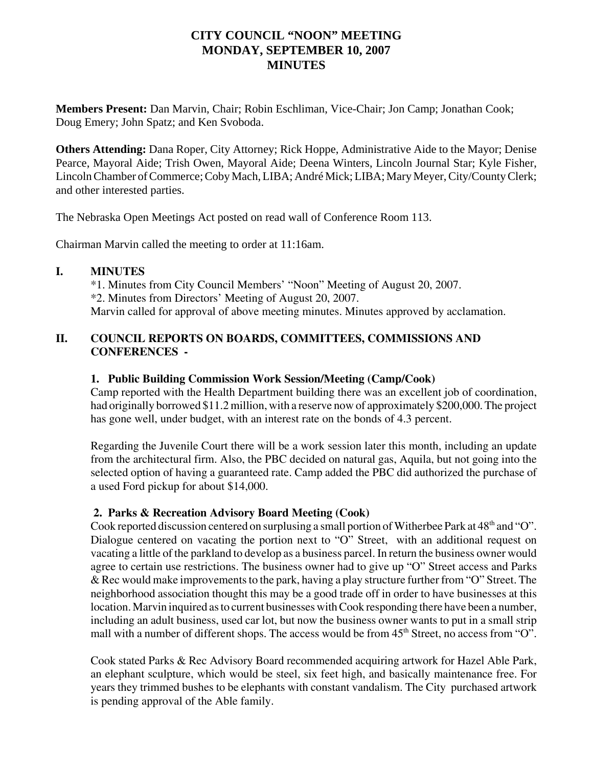# CITY COUNCIL "NOON" MEETING
# MONDAY, SEPTEMBER 10, 2007
# MINUTES

**Members Present:** Dan Marvin, Chair; Robin Eschliman, Vice-Chair; Jon Camp; Jonathan Cook; Doug Emery; John Spatz; and Ken Svoboda.

**Others Attending:** Dana Roper, City Attorney; Rick Hoppe, Administrative Aide to the Mayor; Denise Pearce, Mayoral Aide; Trish Owen, Mayoral Aide; Deena Winters, Lincoln Journal Star; Kyle Fisher, Lincoln Chamber of Commerce; Coby Mach, LIBA; André Mick; LIBA; Mary Meyer, City/County Clerk; and other interested parties.

The Nebraska Open Meetings Act posted on read wall of Conference Room 113.

Chairman Marvin called the meeting to order at 11:16am.

## I. MINUTES

*1. Minutes from City Council Members' "Noon" Meeting of August 20, 2007.
*2. Minutes from Directors' Meeting of August 20, 2007.
Marvin called for approval of above meeting minutes. Minutes approved by acclamation.

## II. COUNCIL REPORTS ON BOARDS, COMMITTEES, COMMISSIONS AND CONFERENCES -

### 1. Public Building Commission Work Session/Meeting (Camp/Cook)

Camp reported with the Health Department building there was an excellent job of coordination, had originally borrowed $11.2 million, with a reserve now of approximately $200,000. The project has gone well, under budget, with an interest rate on the bonds of 4.3 percent.

Regarding the Juvenile Court there will be a work session later this month, including an update from the architectural firm. Also, the PBC decided on natural gas, Aquila, but not going into the selected option of having a guaranteed rate. Camp added the PBC did authorized the purchase of a used Ford pickup for about $14,000.

### 2. Parks & Recreation Advisory Board Meeting (Cook)

Cook reported discussion centered on surplusing a small portion of Witherbee Park at 48th and "O". Dialogue centered on vacating the portion next to "O" Street, with an additional request on vacating a little of the parkland to develop as a business parcel. In return the business owner would agree to certain use restrictions. The business owner had to give up "O" Street access and Parks & Rec would make improvements to the park, having a play structure further from "O" Street. The neighborhood association thought this may be a good trade off in order to have businesses at this location. Marvin inquired as to current businesses with Cook responding there have been a number, including an adult business, used car lot, but now the business owner wants to put in a small strip mall with a number of different shops. The access would be from 45th Street, no access from "O".

Cook stated Parks & Rec Advisory Board recommended acquiring artwork for Hazel Able Park, an elephant sculpture, which would be steel, six feet high, and basically maintenance free. For years they trimmed bushes to be elephants with constant vandalism. The City purchased artwork is pending approval of the Able family.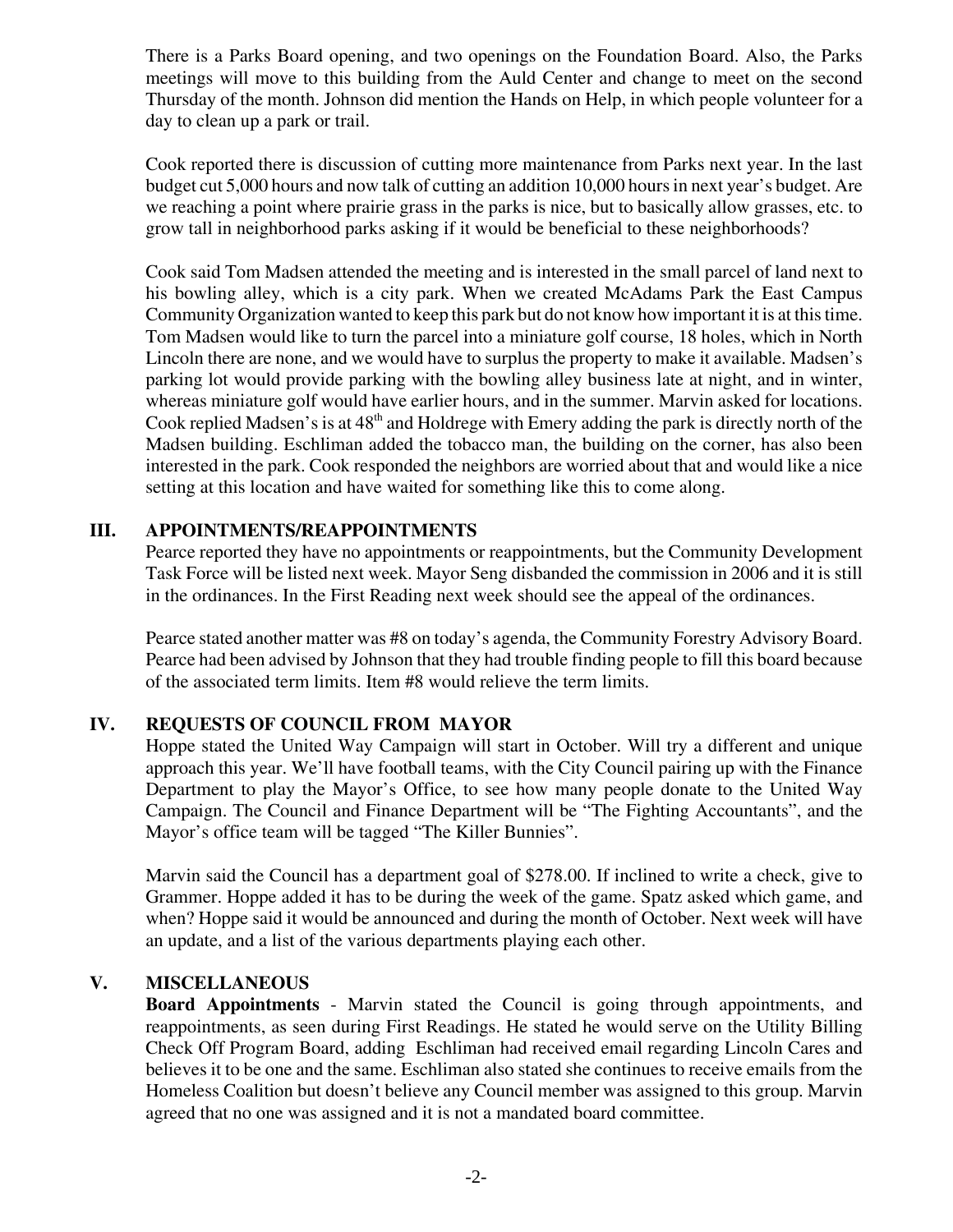There is a Parks Board opening, and two openings on the Foundation Board. Also, the Parks meetings will move to this building from the Auld Center and change to meet on the second Thursday of the month. Johnson did mention the Hands on Help, in which people volunteer for a day to clean up a park or trail.

Cook reported there is discussion of cutting more maintenance from Parks next year. In the last budget cut 5,000 hours and now talk of cutting an addition 10,000 hours in next year's budget. Are we reaching a point where prairie grass in the parks is nice, but to basically allow grasses, etc. to grow tall in neighborhood parks asking if it would be beneficial to these neighborhoods?

Cook said Tom Madsen attended the meeting and is interested in the small parcel of land next to his bowling alley, which is a city park. When we created McAdams Park the East Campus Community Organization wanted to keep this park but do not know how important it is at this time. Tom Madsen would like to turn the parcel into a miniature golf course, 18 holes, which in North Lincoln there are none, and we would have to surplus the property to make it available. Madsen's parking lot would provide parking with the bowling alley business late at night, and in winter, whereas miniature golf would have earlier hours, and in the summer. Marvin asked for locations. Cook replied Madsen's is at 48th and Holdrege with Emery adding the park is directly north of the Madsen building. Eschliman added the tobacco man, the building on the corner, has also been interested in the park. Cook responded the neighbors are worried about that and would like a nice setting at this location and have waited for something like this to come along.

## III. APPOINTMENTS/REAPPOINTMENTS

Pearce reported they have no appointments or reappointments, but the Community Development Task Force will be listed next week. Mayor Seng disbanded the commission in 2006 and it is still in the ordinances. In the First Reading next week should see the appeal of the ordinances.

Pearce stated another matter was #8 on today's agenda, the Community Forestry Advisory Board. Pearce had been advised by Johnson that they had trouble finding people to fill this board because of the associated term limits. Item #8 would relieve the term limits.

## IV. REQUESTS OF COUNCIL FROM MAYOR

Hoppe stated the United Way Campaign will start in October. Will try a different and unique approach this year. We'll have football teams, with the City Council pairing up with the Finance Department to play the Mayor's Office, to see how many people donate to the United Way Campaign. The Council and Finance Department will be "The Fighting Accountants", and the Mayor's office team will be tagged "The Killer Bunnies".

Marvin said the Council has a department goal of $278.00. If inclined to write a check, give to Grammer. Hoppe added it has to be during the week of the game. Spatz asked which game, and when? Hoppe said it would be announced and during the month of October. Next week will have an update, and a list of the various departments playing each other.

## V. MISCELLANEOUS

**Board Appointments** - Marvin stated the Council is going through appointments, and reappointments, as seen during First Readings. He stated he would serve on the Utility Billing Check Off Program Board, adding Eschliman had received email regarding Lincoln Cares and believes it to be one and the same. Eschliman also stated she continues to receive emails from the Homeless Coalition but doesn't believe any Council member was assigned to this group. Marvin agreed that no one was assigned and it is not a mandated board committee.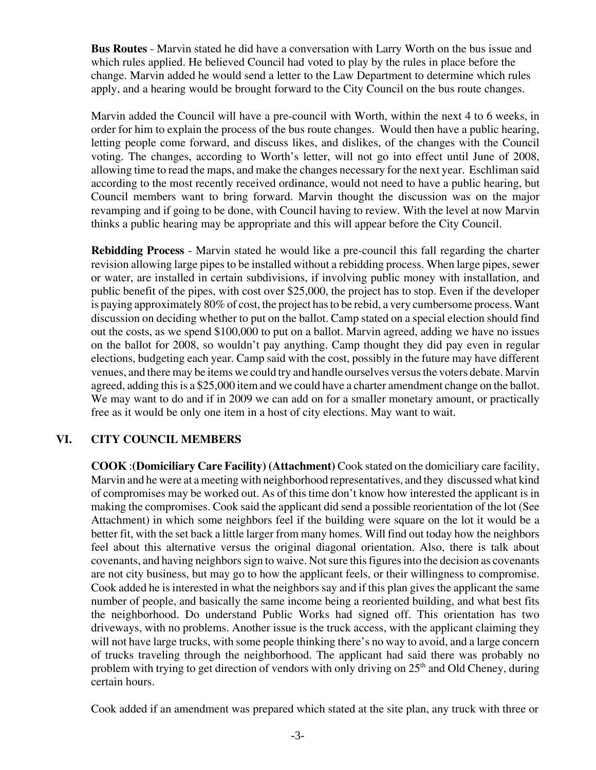**Bus Routes** - Marvin stated he did have a conversation with Larry Worth on the bus issue and which rules applied. He believed Council had voted to play by the rules in place before the change. Marvin added he would send a letter to the Law Department to determine which rules apply, and a hearing would be brought forward to the City Council on the bus route changes.

Marvin added the Council will have a pre-council with Worth, within the next 4 to 6 weeks, in order for him to explain the process of the bus route changes. Would then have a public hearing, letting people come forward, and discuss likes, and dislikes, of the changes with the Council voting. The changes, according to Worth's letter, will not go into effect until June of 2008, allowing time to read the maps, and make the changes necessary for the next year. Eschliman said according to the most recently received ordinance, would not need to have a public hearing, but Council members want to bring forward. Marvin thought the discussion was on the major revamping and if going to be done, with Council having to review. With the level at now Marvin thinks a public hearing may be appropriate and this will appear before the City Council.

**Rebidding Process** - Marvin stated he would like a pre-council this fall regarding the charter revision allowing large pipes to be installed without a rebidding process. When large pipes, sewer or water, are installed in certain subdivisions, if involving public money with installation, and public benefit of the pipes, with cost over $25,000, the project has to stop. Even if the developer is paying approximately 80% of cost, the project has to be rebid, a very cumbersome process. Want discussion on deciding whether to put on the ballot. Camp stated on a special election should find out the costs, as we spend $100,000 to put on a ballot. Marvin agreed, adding we have no issues on the ballot for 2008, so wouldn't pay anything. Camp thought they did pay even in regular elections, budgeting each year. Camp said with the cost, possibly in the future may have different venues, and there may be items we could try and handle ourselves versus the voters debate. Marvin agreed, adding this is a $25,000 item and we could have a charter amendment change on the ballot. We may want to do and if in 2009 we can add on for a smaller monetary amount, or practically free as it would be only one item in a host of city elections. May want to wait.

## VI. CITY COUNCIL MEMBERS

**COOK** :**(Domiciliary Care Facility) (Attachment)** Cook stated on the domiciliary care facility, Marvin and he were at a meeting with neighborhood representatives, and they discussed what kind of compromises may be worked out. As of this time don't know how interested the applicant is in making the compromises. Cook said the applicant did send a possible reorientation of the lot (See Attachment) in which some neighbors feel if the building were square on the lot it would be a better fit, with the set back a little larger from many homes. Will find out today how the neighbors feel about this alternative versus the original diagonal orientation. Also, there is talk about covenants, and having neighbors sign to waive. Not sure this figures into the decision as covenants are not city business, but may go to how the applicant feels, or their willingness to compromise. Cook added he is interested in what the neighbors say and if this plan gives the applicant the same number of people, and basically the same income being a reoriented building, and what best fits the neighborhood. Do understand Public Works had signed off. This orientation has two driveways, with no problems. Another issue is the truck access, with the applicant claiming they will not have large trucks, with some people thinking there's no way to avoid, and a large concern of trucks traveling through the neighborhood. The applicant had said there was probably no problem with trying to get direction of vendors with only driving on 25th and Old Cheney, during certain hours.

Cook added if an amendment was prepared which stated at the site plan, any truck with three or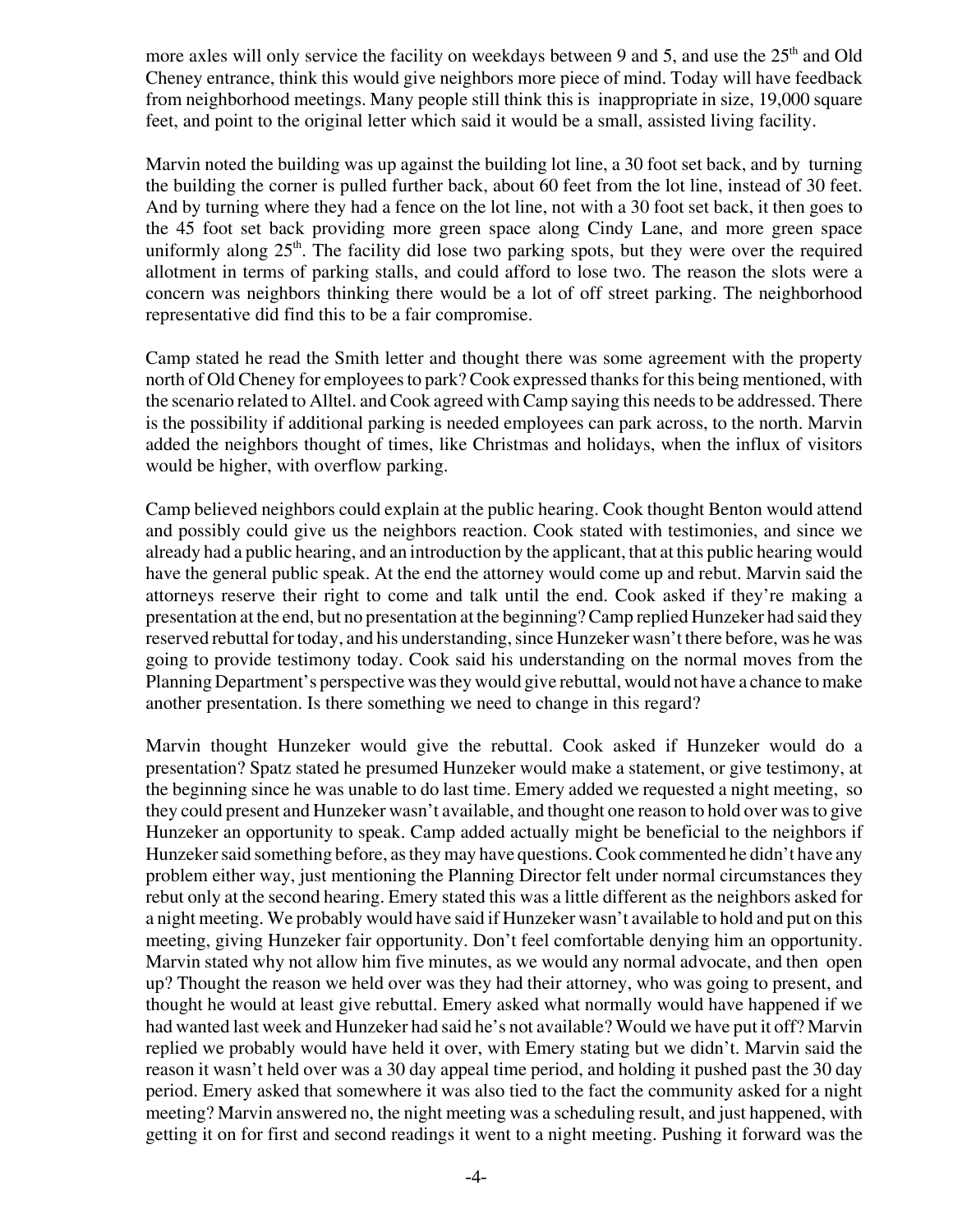more axles will only service the facility on weekdays between 9 and 5, and use the 25th and Old Cheney entrance, think this would give neighbors more piece of mind. Today will have feedback from neighborhood meetings. Many people still think this is inappropriate in size, 19,000 square feet, and point to the original letter which said it would be a small, assisted living facility.

Marvin noted the building was up against the building lot line, a 30 foot set back, and by turning the building the corner is pulled further back, about 60 feet from the lot line, instead of 30 feet. And by turning where they had a fence on the lot line, not with a 30 foot set back, it then goes to the 45 foot set back providing more green space along Cindy Lane, and more green space uniformly along 25th. The facility did lose two parking spots, but they were over the required allotment in terms of parking stalls, and could afford to lose two. The reason the slots were a concern was neighbors thinking there would be a lot of off street parking. The neighborhood representative did find this to be a fair compromise.

Camp stated he read the Smith letter and thought there was some agreement with the property north of Old Cheney for employees to park? Cook expressed thanks for this being mentioned, with the scenario related to Alltel. and Cook agreed with Camp saying this needs to be addressed. There is the possibility if additional parking is needed employees can park across, to the north. Marvin added the neighbors thought of times, like Christmas and holidays, when the influx of visitors would be higher, with overflow parking.

Camp believed neighbors could explain at the public hearing. Cook thought Benton would attend and possibly could give us the neighbors reaction. Cook stated with testimonies, and since we already had a public hearing, and an introduction by the applicant, that at this public hearing would have the general public speak. At the end the attorney would come up and rebut. Marvin said the attorneys reserve their right to come and talk until the end. Cook asked if they're making a presentation at the end, but no presentation at the beginning? Camp replied Hunzeker had said they reserved rebuttal for today, and his understanding, since Hunzeker wasn't there before, was he was going to provide testimony today. Cook said his understanding on the normal moves from the Planning Department's perspective was they would give rebuttal, would not have a chance to make another presentation. Is there something we need to change in this regard?

Marvin thought Hunzeker would give the rebuttal. Cook asked if Hunzeker would do a presentation? Spatz stated he presumed Hunzeker would make a statement, or give testimony, at the beginning since he was unable to do last time. Emery added we requested a night meeting, so they could present and Hunzeker wasn't available, and thought one reason to hold over was to give Hunzeker an opportunity to speak. Camp added actually might be beneficial to the neighbors if Hunzeker said something before, as they may have questions. Cook commented he didn't have any problem either way, just mentioning the Planning Director felt under normal circumstances they rebut only at the second hearing. Emery stated this was a little different as the neighbors asked for a night meeting. We probably would have said if Hunzeker wasn't available to hold and put on this meeting, giving Hunzeker fair opportunity. Don't feel comfortable denying him an opportunity. Marvin stated why not allow him five minutes, as we would any normal advocate, and then open up? Thought the reason we held over was they had their attorney, who was going to present, and thought he would at least give rebuttal. Emery asked what normally would have happened if we had wanted last week and Hunzeker had said he's not available? Would we have put it off? Marvin replied we probably would have held it over, with Emery stating but we didn't. Marvin said the reason it wasn't held over was a 30 day appeal time period, and holding it pushed past the 30 day period. Emery asked that somewhere it was also tied to the fact the community asked for a night meeting? Marvin answered no, the night meeting was a scheduling result, and just happened, with getting it on for first and second readings it went to a night meeting. Pushing it forward was the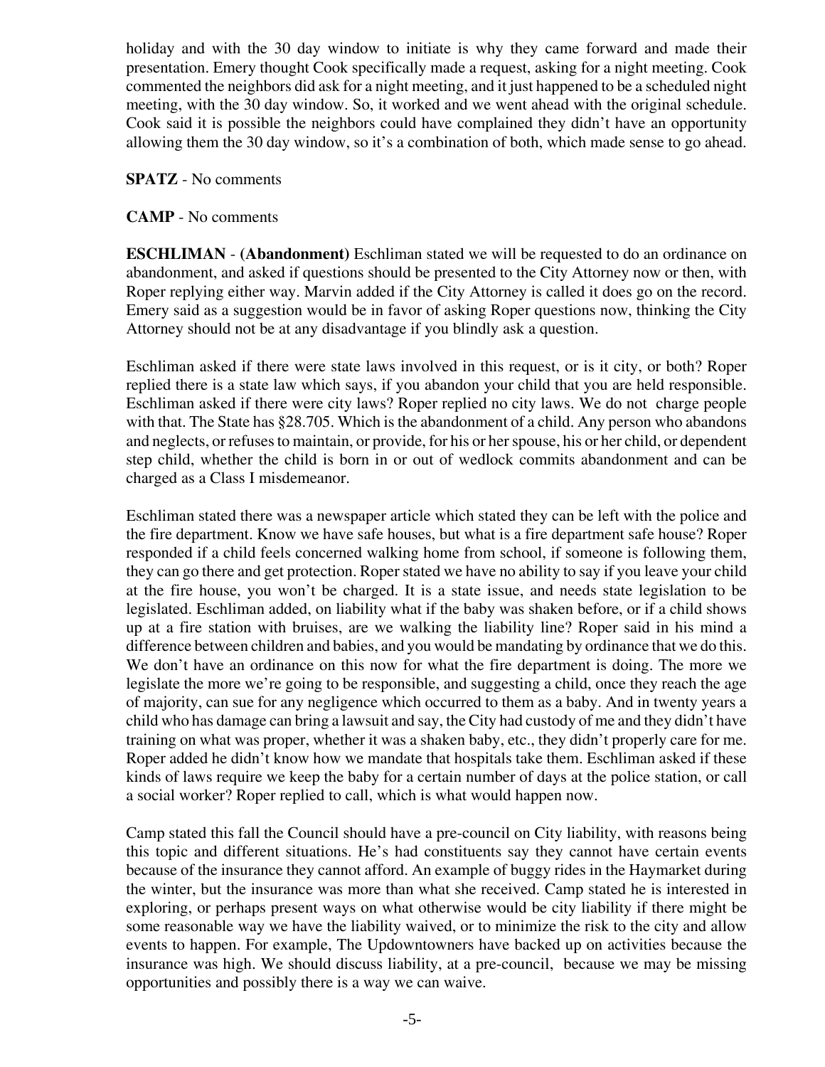holiday and with the 30 day window to initiate is why they came forward and made their presentation. Emery thought Cook specifically made a request, asking for a night meeting. Cook commented the neighbors did ask for a night meeting, and it just happened to be a scheduled night meeting, with the 30 day window. So, it worked and we went ahead with the original schedule. Cook said it is possible the neighbors could have complained they didn't have an opportunity allowing them the 30 day window, so it's a combination of both, which made sense to go ahead.

**SPATZ** - No comments

**CAMP** - No comments

**ESCHLIMAN** - **(Abandonment)** Eschliman stated we will be requested to do an ordinance on abandonment, and asked if questions should be presented to the City Attorney now or then, with Roper replying either way. Marvin added if the City Attorney is called it does go on the record. Emery said as a suggestion would be in favor of asking Roper questions now, thinking the City Attorney should not be at any disadvantage if you blindly ask a question.

Eschliman asked if there were state laws involved in this request, or is it city, or both? Roper replied there is a state law which says, if you abandon your child that you are held responsible. Eschliman asked if there were city laws? Roper replied no city laws. We do not charge people with that. The State has §28.705. Which is the abandonment of a child. Any person who abandons and neglects, or refuses to maintain, or provide, for his or her spouse, his or her child, or dependent step child, whether the child is born in or out of wedlock commits abandonment and can be charged as a Class I misdemeanor.

Eschliman stated there was a newspaper article which stated they can be left with the police and the fire department. Know we have safe houses, but what is a fire department safe house? Roper responded if a child feels concerned walking home from school, if someone is following them, they can go there and get protection. Roper stated we have no ability to say if you leave your child at the fire house, you won't be charged. It is a state issue, and needs state legislation to be legislated. Eschliman added, on liability what if the baby was shaken before, or if a child shows up at a fire station with bruises, are we walking the liability line? Roper said in his mind a difference between children and babies, and you would be mandating by ordinance that we do this. We don't have an ordinance on this now for what the fire department is doing. The more we legislate the more we're going to be responsible, and suggesting a child, once they reach the age of majority, can sue for any negligence which occurred to them as a baby. And in twenty years a child who has damage can bring a lawsuit and say, the City had custody of me and they didn't have training on what was proper, whether it was a shaken baby, etc., they didn't properly care for me. Roper added he didn't know how we mandate that hospitals take them. Eschliman asked if these kinds of laws require we keep the baby for a certain number of days at the police station, or call a social worker? Roper replied to call, which is what would happen now.

Camp stated this fall the Council should have a pre-council on City liability, with reasons being this topic and different situations. He's had constituents say they cannot have certain events because of the insurance they cannot afford. An example of buggy rides in the Haymarket during the winter, but the insurance was more than what she received. Camp stated he is interested in exploring, or perhaps present ways on what otherwise would be city liability if there might be some reasonable way we have the liability waived, or to minimize the risk to the city and allow events to happen. For example, The Updowntowners have backed up on activities because the insurance was high. We should discuss liability, at a pre-council, because we may be missing opportunities and possibly there is a way we can waive.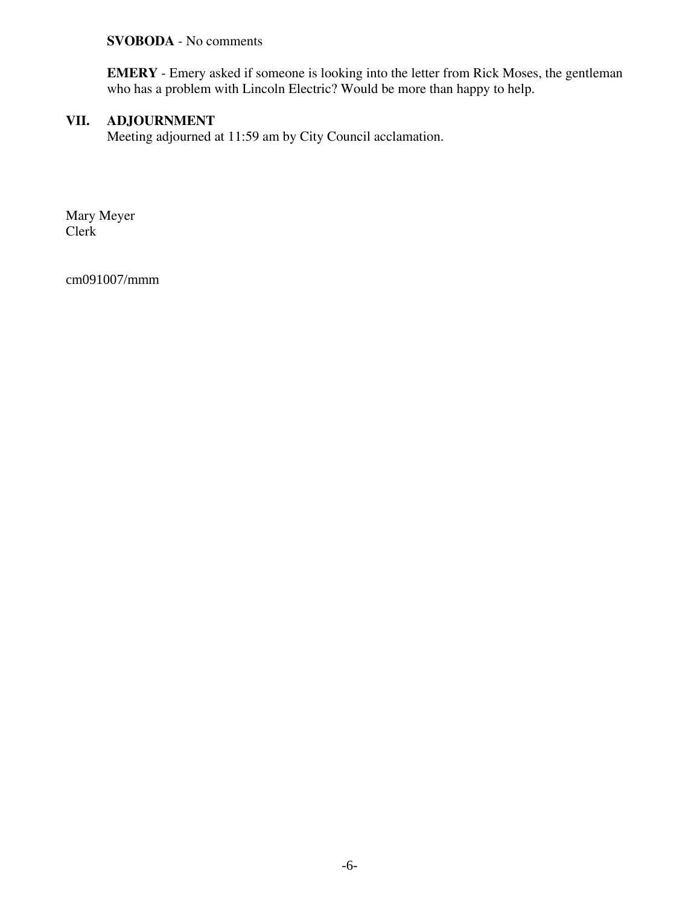**SVOBODA** - No comments

**EMERY** - Emery asked if someone is looking into the letter from Rick Moses, the gentleman who has a problem with Lincoln Electric? Would be more than happy to help.

## VII. ADJOURNMENT

Meeting adjourned at 11:59 am by City Council acclamation.

Mary Meyer
Clerk

cm091007/mmm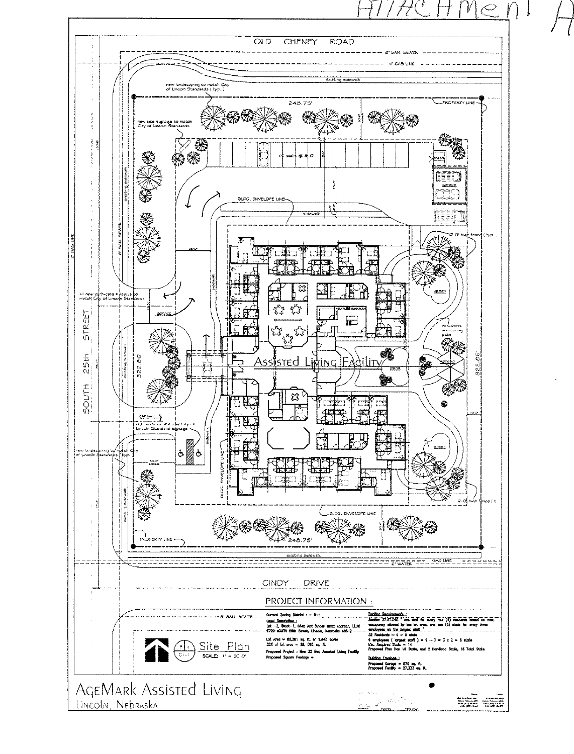ATTACHMENT A

OLD CHENEY ROAD

8" SAN. SEWER

4" GAS LINE

existing sidewalk

new landscaping to match City of Lincoln Standards ( typ. )

248.75'

PROPERTY LINE

new site signage to match City of Lincoln Standards

(14) stalls @ 9'-0"

trash

garage

BLDG. ENVELOPE LINE

sidewalk

6'-0" high fence ( typ. )

green

8" SAN. SEWER

all new curb-cuts & ramps to match City of Lincoln Standards

SOUTH 25th STREET

322.86'

Assisted Living Facility

residents wandering path

gazebo

322.86'

ONE WAY

(2) handicap stalls w/ City of Lincoln Standard signage

new landscaping to match City of Lincoln Standards ( typ. )

green

6'-0" high fence ( t.

BLDG. ENVELOPE LINE

PROPERTY LINE

248.75'

existing sidewalk

GAS LINE

6" WATER

CINDY DRIVE

8" SAN. SEWER

## PROJECT INFORMATION :

Current Zoning District : - R-1

Legal Description :
Lot -2, Block-1, Chez Ami Knolls Ninth Addition, LLCH
5720 SOUTH 25th Street, Lincoln, Nebraska 68512

Lot Area = 80,281 sq. ft. or 1.843 acres
35% of lot area = 28,098 sq. ft.

Proposed Project : New 32 Bed Assisted Living Facility
Proposed Square Footage =

Parking Requirements :
Section 27.67.040 " one stall for every four (4) residents based on max. occupancy allowed by the lot area, and two (2) stalls for every three employees on the largest staff. "
32 Residents ÷ 4 = 8 stalls
9 employees ( largest staff ) = 9 ÷ 3 = 3 x 2 = 6 stalls
Min. Required Stalls = 14
Proposed Plan has 16 Stalls, and 2 Handicap Stalls, 18 Total Stalls

Building Envelope :
Proposed Garage = 575 sq. ft.
Proposed Facility = 27,333 sq. ft.

Site Plan
SCALE: 1" = 30'-0"

AgeMark Assisted Living
Lincoln, Nebraska